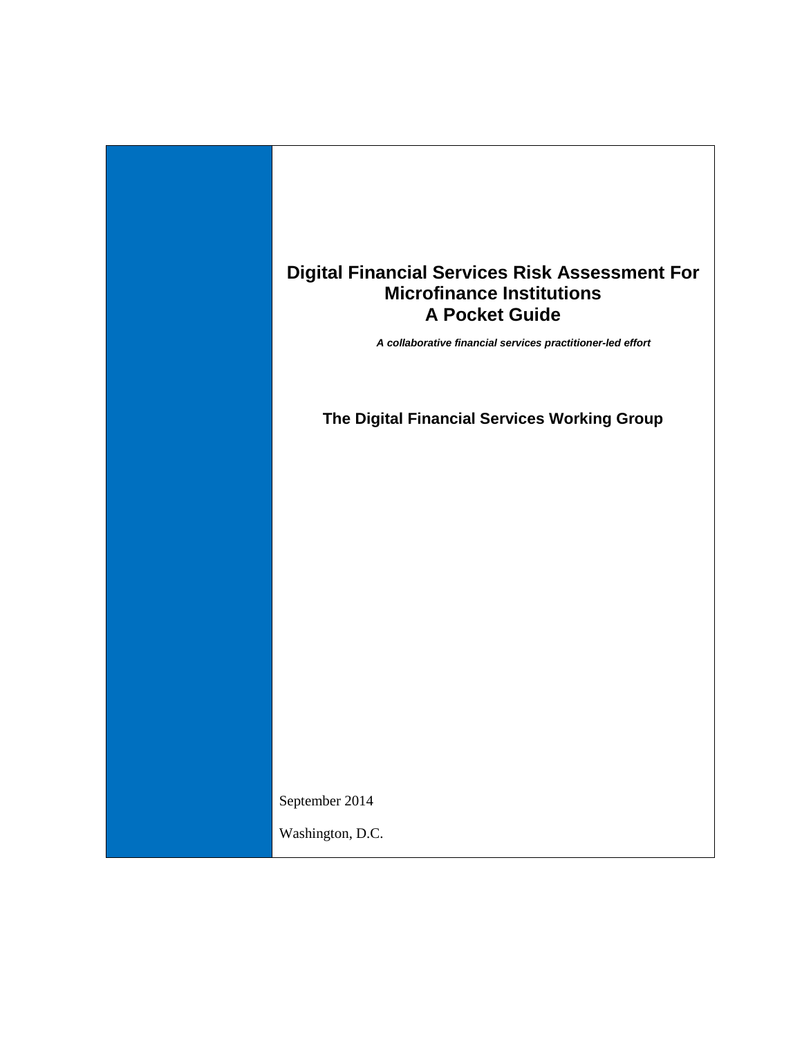# Digital Financial Services Risk Assessment For Microfinance Institutions
# A Pocket Guide

***A collaborative financial services practitioner-led effort***

## The Digital Financial Services Working Group

September 2014

Washington, D.C.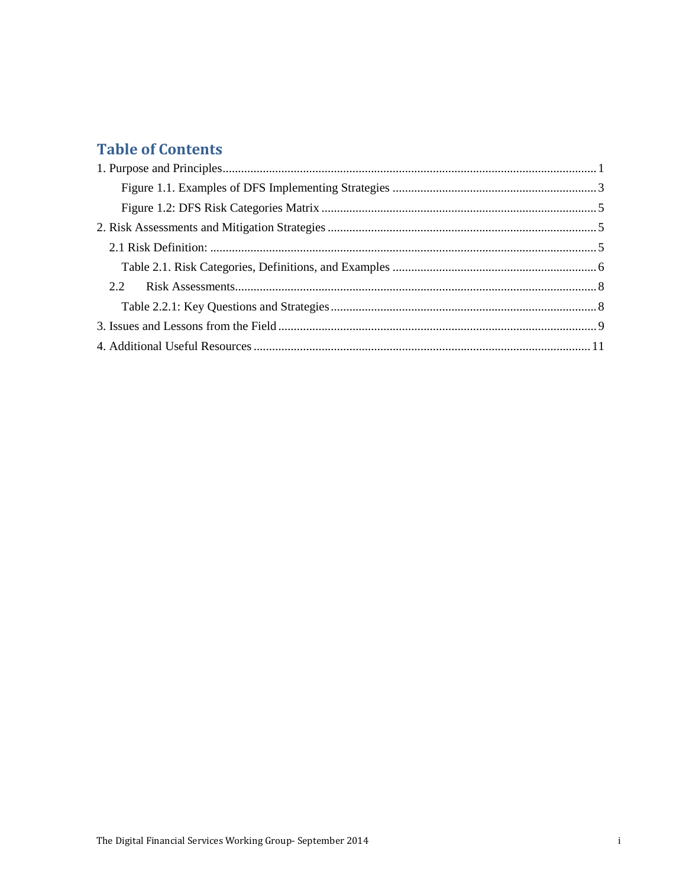## Table of Contents

1. Purpose and Principles ........................................................................................................ 1
   - Figure 1.1. Examples of DFS Implementing Strategies .................................................................. 3
   - Figure 1.2: DFS Risk Categories Matrix ........................................................................................ 5
2. Risk Assessments and Mitigation Strategies ....................................................................................... 5
   - 2.1 Risk Definition: ............................................................................................................ 5
     - Table 2.1. Risk Categories, Definitions, and Examples .................................................................. 6
   - 2.2 Risk Assessments..................................................................................................... 8
     - Table 2.2.1: Key Questions and Strategies ..................................................................................... 8
3. Issues and Lessons from the Field ....................................................................................................... 9
4. Additional Useful Resources ............................................................................................................ 11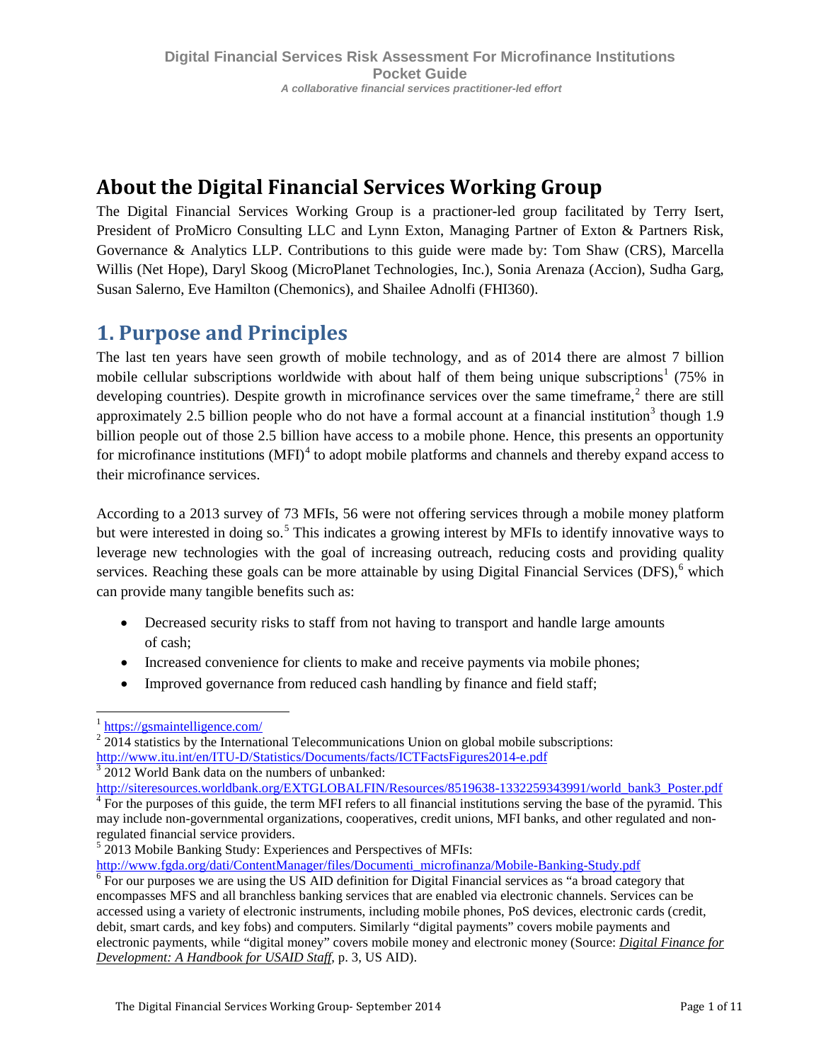## About the Digital Financial Services Working Group

The Digital Financial Services Working Group is a practioner-led group facilitated by Terry Isert, President of ProMicro Consulting LLC and Lynn Exton, Managing Partner of Exton & Partners Risk, Governance & Analytics LLP. Contributions to this guide were made by: Tom Shaw (CRS), Marcella Willis (Net Hope), Daryl Skoog (MicroPlanet Technologies, Inc.), Sonia Arenaza (Accion), Sudha Garg, Susan Salerno, Eve Hamilton (Chemonics), and Shailee Adnolfi (FHI360).

## 1. Purpose and Principles

The last ten years have seen growth of mobile technology, and as of 2014 there are almost 7 billion mobile cellular subscriptions worldwide with about half of them being unique subscriptions[1] (75% in developing countries). Despite growth in microfinance services over the same timeframe,[2] there are still approximately 2.5 billion people who do not have a formal account at a financial institution[3] though 1.9 billion people out of those 2.5 billion have access to a mobile phone. Hence, this presents an opportunity for microfinance institutions (MFI)[4] to adopt mobile platforms and channels and thereby expand access to their microfinance services.

According to a 2013 survey of 73 MFIs, 56 were not offering services through a mobile money platform but were interested in doing so.[5] This indicates a growing interest by MFIs to identify innovative ways to leverage new technologies with the goal of increasing outreach, reducing costs and providing quality services. Reaching these goals can be more attainable by using Digital Financial Services (DFS),[6] which can provide many tangible benefits such as:

- Decreased security risks to staff from not having to transport and handle large amounts of cash;
- Increased convenience for clients to make and receive payments via mobile phones;
- Improved governance from reduced cash handling by finance and field staff;

---

[1] https://gsmaintelligence.com/

[2] 2014 statistics by the International Telecommunications Union on global mobile subscriptions: http://www.itu.int/en/ITU-D/Statistics/Documents/facts/ICTFactsFigures2014-e.pdf

[3] 2012 World Bank data on the numbers of unbanked: http://siteresources.worldbank.org/EXTGLOBALFIN/Resources/8519638-1332259343991/world_bank3_Poster.pdf

[4] For the purposes of this guide, the term MFI refers to all financial institutions serving the base of the pyramid. This may include non-governmental organizations, cooperatives, credit unions, MFI banks, and other regulated and non-regulated financial service providers.

[5] 2013 Mobile Banking Study: Experiences and Perspectives of MFIs: http://www.fgda.org/dati/ContentManager/files/Documenti_microfinanza/Mobile-Banking-Study.pdf

[6] For our purposes we are using the US AID definition for Digital Financial services as "a broad category that encompasses MFS and all branchless banking services that are enabled via electronic channels. Services can be accessed using a variety of electronic instruments, including mobile phones, PoS devices, electronic cards (credit, debit, smart cards, and key fobs) and computers. Similarly "digital payments" covers mobile payments and electronic payments, while "digital money" covers mobile money and electronic money (Source: *Digital Finance for Development: A Handbook for USAID Staff*, p. 3, US AID).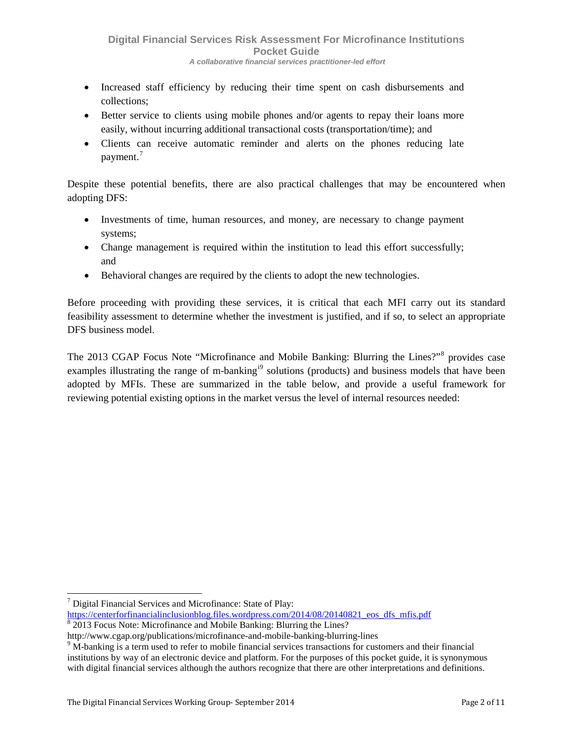- Increased staff efficiency by reducing their time spent on cash disbursements and collections;
- Better service to clients using mobile phones and/or agents to repay their loans more easily, without incurring additional transactional costs (transportation/time); and
- Clients can receive automatic reminder and alerts on the phones reducing late payment.[7]

Despite these potential benefits, there are also practical challenges that may be encountered when adopting DFS:

- Investments of time, human resources, and money, are necessary to change payment systems;
- Change management is required within the institution to lead this effort successfully; and
- Behavioral changes are required by the clients to adopt the new technologies.

Before proceeding with providing these services, it is critical that each MFI carry out its standard feasibility assessment to determine whether the investment is justified, and if so, to select an appropriate DFS business model.

The 2013 CGAP Focus Note "Microfinance and Mobile Banking: Blurring the Lines?"[8] provides case examples illustrating the range of m-banking[i9] solutions (products) and business models that have been adopted by MFIs. These are summarized in the table below, and provide a useful framework for reviewing potential existing options in the market versus the level of internal resources needed:

---

[7] Digital Financial Services and Microfinance: State of Play: https://centerforfinancialinclusionblog.files.wordpress.com/2014/08/20140821_eos_dfs_mfis.pdf

[8] 2013 Focus Note: Microfinance and Mobile Banking: Blurring the Lines? http://www.cgap.org/publications/microfinance-and-mobile-banking-blurring-lines

[9] M-banking is a term used to refer to mobile financial services transactions for customers and their financial institutions by way of an electronic device and platform. For the purposes of this pocket guide, it is synonymous with digital financial services although the authors recognize that there are other interpretations and definitions.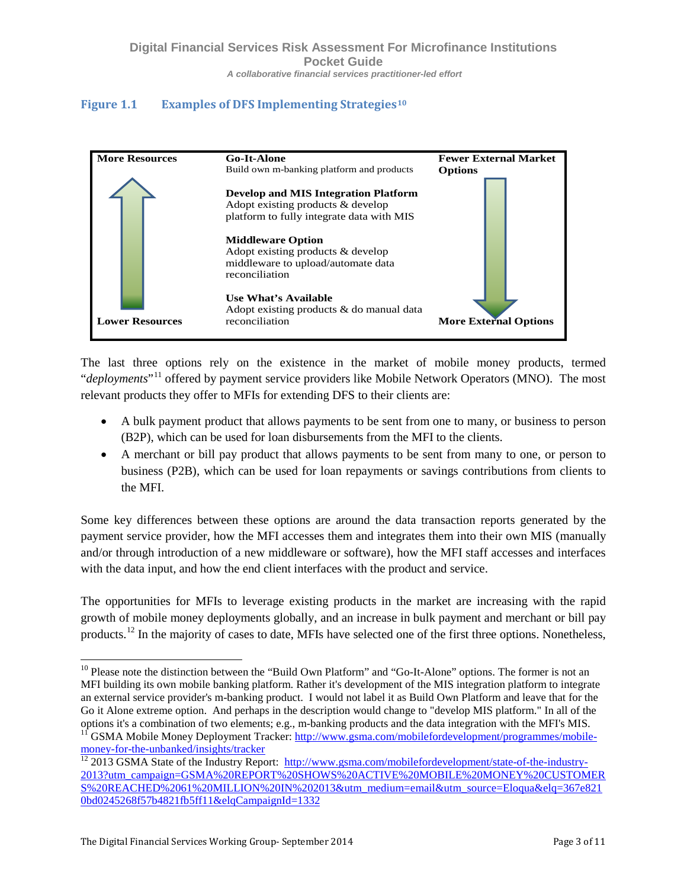### Figure 1.1 Examples of DFS Implementing Strategies[10]

| More Resources | **Go-It-Alone**<br>Build own m-banking platform and products | Fewer External Market Options |
| --- | --- | --- |
| ↑ | **Develop and MIS Integration Platform**<br>Adopt existing products & develop platform to fully integrate data with MIS | ↓ |
| ↑ | **Middleware Option**<br>Adopt existing products & develop middleware to upload/automate data reconciliation | ↓ |
| Lower Resources | **Use What's Available**<br>Adopt existing products & do manual data reconciliation | More External Options |

The last three options rely on the existence in the market of mobile money products, termed "*deployments*"[11] offered by payment service providers like Mobile Network Operators (MNO). The most relevant products they offer to MFIs for extending DFS to their clients are:

- A bulk payment product that allows payments to be sent from one to many, or business to person (B2P), which can be used for loan disbursements from the MFI to the clients.
- A merchant or bill pay product that allows payments to be sent from many to one, or person to business (P2B), which can be used for loan repayments or savings contributions from clients to the MFI.

Some key differences between these options are around the data transaction reports generated by the payment service provider, how the MFI accesses them and integrates them into their own MIS (manually and/or through introduction of a new middleware or software), how the MFI staff accesses and interfaces with the data input, and how the end client interfaces with the product and service.

The opportunities for MFIs to leverage existing products in the market are increasing with the rapid growth of mobile money deployments globally, and an increase in bulk payment and merchant or bill pay products.[12] In the majority of cases to date, MFIs have selected one of the first three options. Nonetheless,

---

[10] Please note the distinction between the "Build Own Platform" and "Go-It-Alone" options. The former is not an MFI building its own mobile banking platform. Rather it's development of the MIS integration platform to integrate an external service provider's m-banking product. I would not label it as Build Own Platform and leave that for the Go it Alone extreme option. And perhaps in the description would change to "develop MIS platform." In all of the options it's a combination of two elements; e.g., m-banking products and the data integration with the MFI's MIS.

[11] GSMA Mobile Money Deployment Tracker: http://www.gsma.com/mobilefordevelopment/programmes/mobile-money-for-the-unbanked/insights/tracker

[12] 2013 GSMA State of the Industry Report: http://www.gsma.com/mobilefordevelopment/state-of-the-industry-2013?utm_campaign=GSMA%20REPORT%20SHOWS%20ACTIVE%20MOBILE%20MONEY%20CUSTOMERS%20REACHED%2061%20MILLION%20IN%202013&utm_medium=email&utm_source=Eloqua&elq=367e8210bd0245268f57b4821fb5ff11&elqCampaignId=1332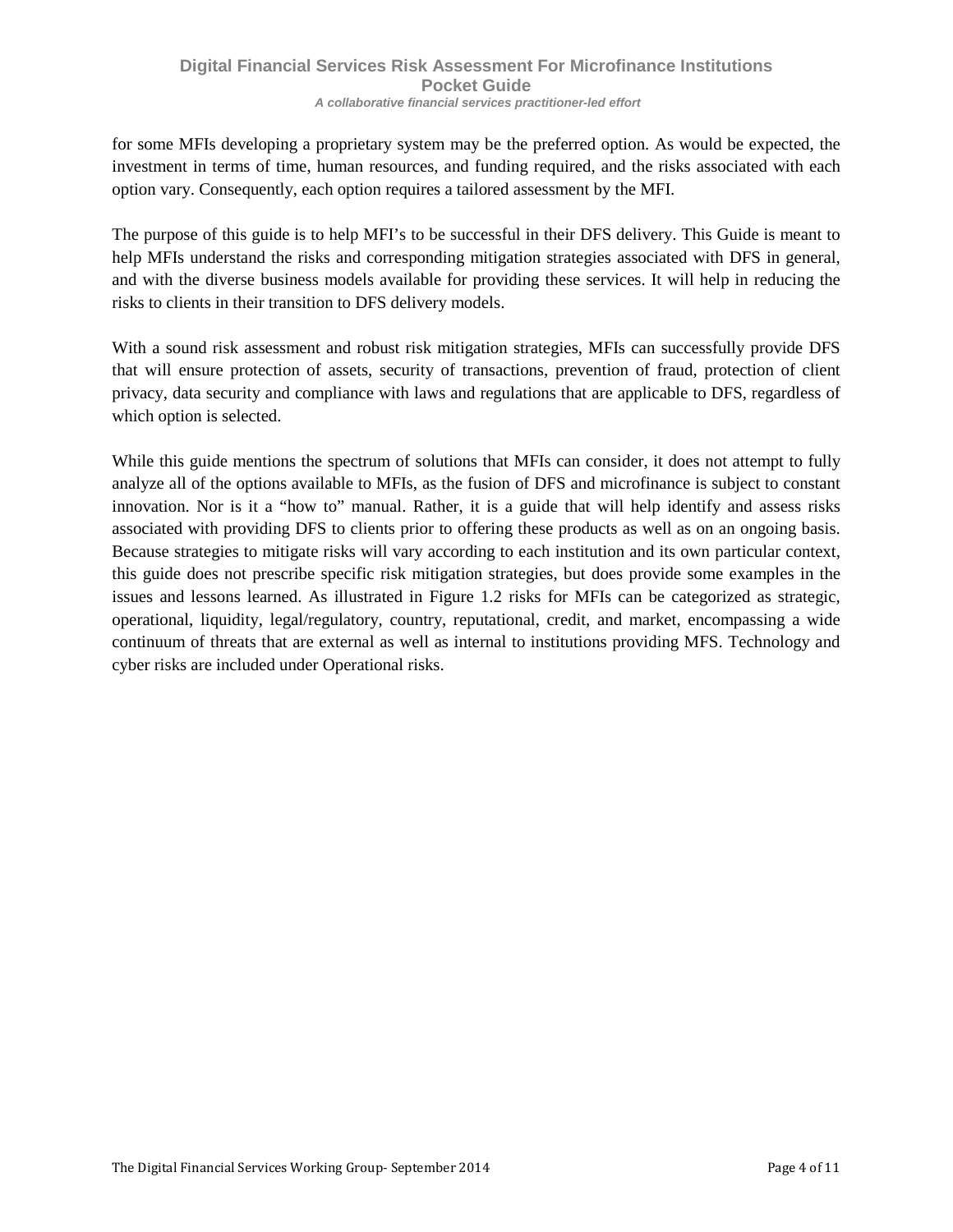for some MFIs developing a proprietary system may be the preferred option. As would be expected, the investment in terms of time, human resources, and funding required, and the risks associated with each option vary. Consequently, each option requires a tailored assessment by the MFI.

The purpose of this guide is to help MFI's to be successful in their DFS delivery. This Guide is meant to help MFIs understand the risks and corresponding mitigation strategies associated with DFS in general, and with the diverse business models available for providing these services. It will help in reducing the risks to clients in their transition to DFS delivery models.

With a sound risk assessment and robust risk mitigation strategies, MFIs can successfully provide DFS that will ensure protection of assets, security of transactions, prevention of fraud, protection of client privacy, data security and compliance with laws and regulations that are applicable to DFS, regardless of which option is selected.

While this guide mentions the spectrum of solutions that MFIs can consider, it does not attempt to fully analyze all of the options available to MFIs, as the fusion of DFS and microfinance is subject to constant innovation. Nor is it a "how to" manual. Rather, it is a guide that will help identify and assess risks associated with providing DFS to clients prior to offering these products as well as on an ongoing basis. Because strategies to mitigate risks will vary according to each institution and its own particular context, this guide does not prescribe specific risk mitigation strategies, but does provide some examples in the issues and lessons learned. As illustrated in Figure 1.2 risks for MFIs can be categorized as strategic, operational, liquidity, legal/regulatory, country, reputational, credit, and market, encompassing a wide continuum of threats that are external as well as internal to institutions providing MFS. Technology and cyber risks are included under Operational risks.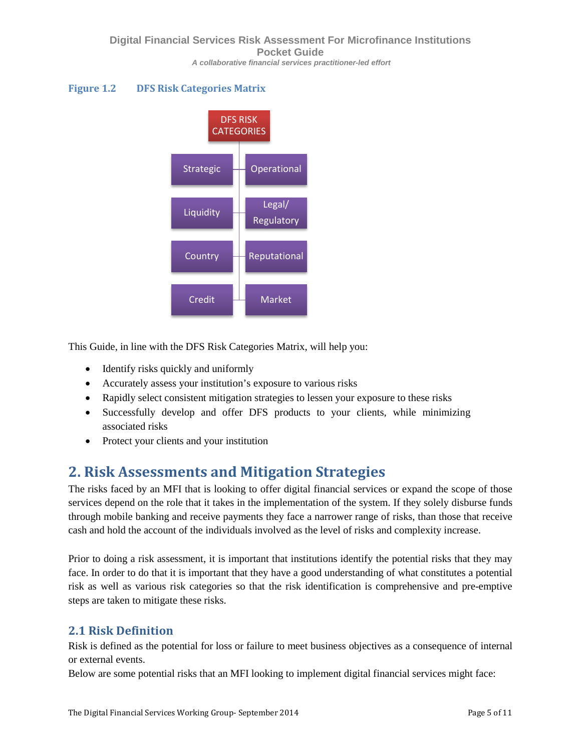**Figure 1.2 DFS Risk Categories Matrix**

DFS RISK CATEGORIES

- Strategic
- Operational
- Liquidity
- Legal/ Regulatory
- Country
- Reputational
- Credit
- Market

This Guide, in line with the DFS Risk Categories Matrix, will help you:

- Identify risks quickly and uniformly
- Accurately assess your institution's exposure to various risks
- Rapidly select consistent mitigation strategies to lessen your exposure to these risks
- Successfully develop and offer DFS products to your clients, while minimizing associated risks
- Protect your clients and your institution

# 2. Risk Assessments and Mitigation Strategies

The risks faced by an MFI that is looking to offer digital financial services or expand the scope of those services depend on the role that it takes in the implementation of the system. If they solely disburse funds through mobile banking and receive payments they face a narrower range of risks, than those that receive cash and hold the account of the individuals involved as the level of risks and complexity increase.

Prior to doing a risk assessment, it is important that institutions identify the potential risks that they may face. In order to do that it is important that they have a good understanding of what constitutes a potential risk as well as various risk categories so that the risk identification is comprehensive and pre-emptive steps are taken to mitigate these risks.

## 2.1 Risk Definition

Risk is defined as the potential for loss or failure to meet business objectives as a consequence of internal or external events.

Below are some potential risks that an MFI looking to implement digital financial services might face: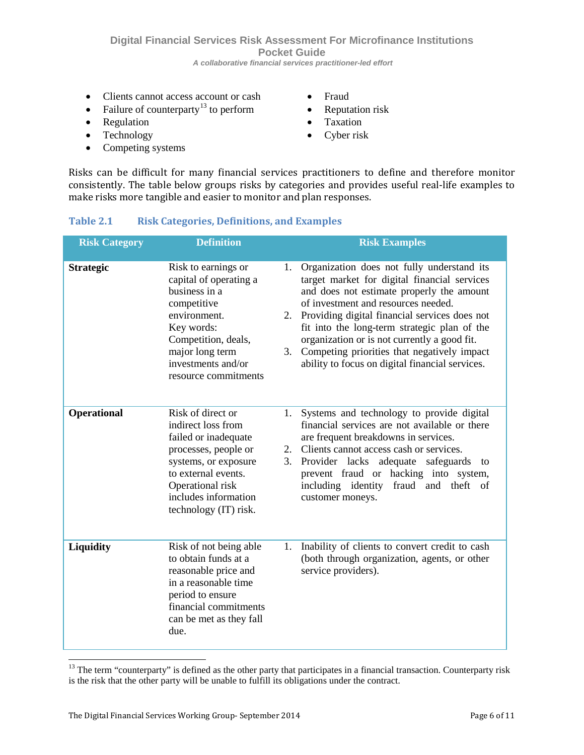- Clients cannot access account or cash
- Failure of counterparty[13] to perform
- Regulation
- Technology
- Competing systems
- Fraud
- Reputation risk
- Taxation
- Cyber risk

Risks can be difficult for many financial services practitioners to define and therefore monitor consistently. The table below groups risks by categories and provides useful real-life examples to make risks more tangible and easier to monitor and plan responses.

**Table 2.1 Risk Categories, Definitions, and Examples**

| Risk Category | Definition | Risk Examples |
|---|---|---|
| **Strategic** | Risk to earnings or capital of operating a business in a competitive environment. Key words: Competition, deals, major long term investments and/or resource commitments | 1. Organization does not fully understand its target market for digital financial services and does not estimate properly the amount of investment and resources needed. 2. Providing digital financial services does not fit into the long-term strategic plan of the organization or is not currently a good fit. 3. Competing priorities that negatively impact ability to focus on digital financial services. |
| **Operational** | Risk of direct or indirect loss from failed or inadequate processes, people or systems, or exposure to external events. Operational risk includes information technology (IT) risk. | 1. Systems and technology to provide digital financial services are not available or there are frequent breakdowns in services. 2. Clients cannot access cash or services. 3. Provider lacks adequate safeguards to prevent fraud or hacking into system, including identity fraud and theft of customer moneys. |
| **Liquidity** | Risk of not being able to obtain funds at a reasonable price and in a reasonable time period to ensure financial commitments can be met as they fall due. | 1. Inability of clients to convert credit to cash (both through organization, agents, or other service providers). |

[13] The term "counterparty" is defined as the other party that participates in a financial transaction. Counterparty risk is the risk that the other party will be unable to fulfill its obligations under the contract.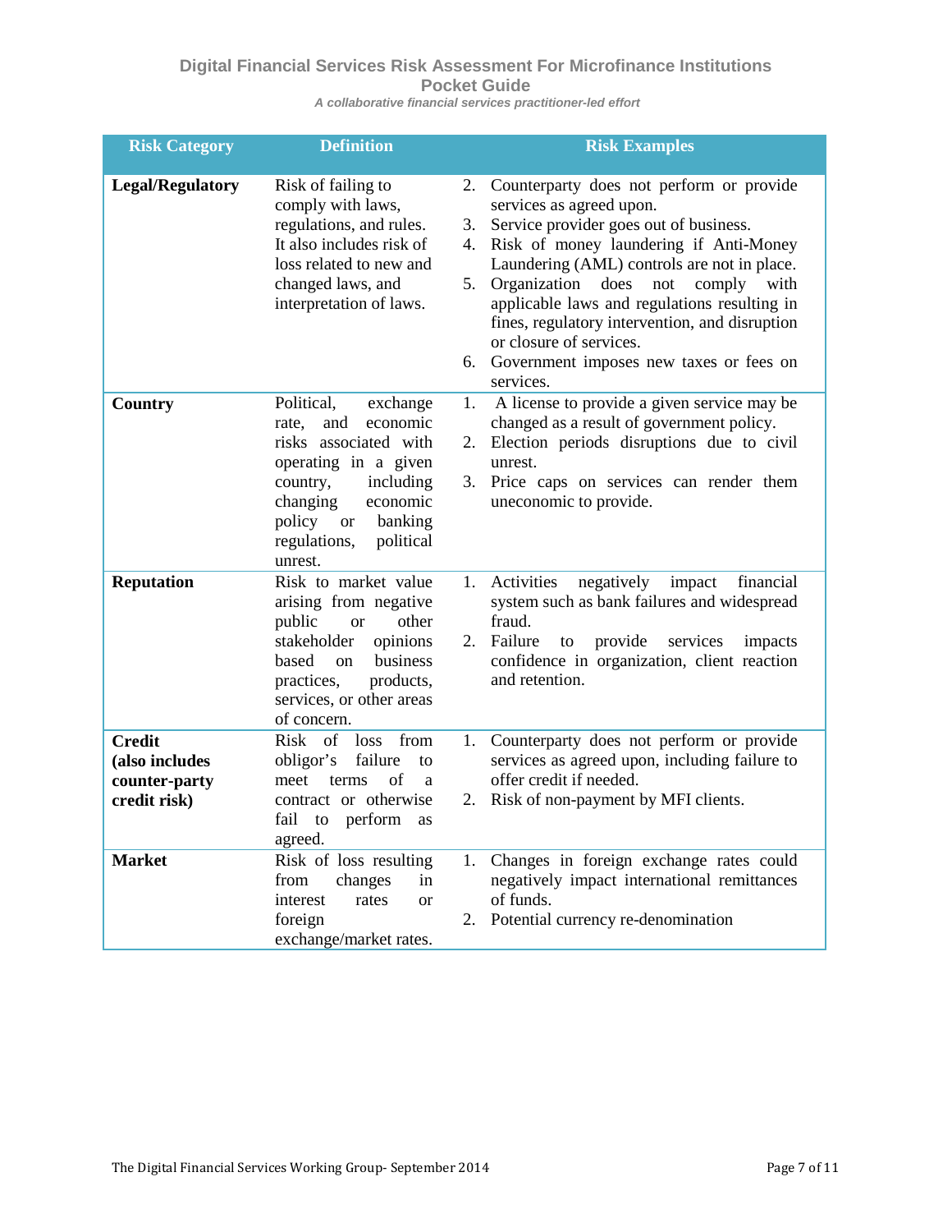| Risk Category | Definition | Risk Examples |
|---|---|---|
| **Legal/Regulatory** | Risk of failing to comply with laws, regulations, and rules. It also includes risk of loss related to new and changed laws, and interpretation of laws. | 2. Counterparty does not perform or provide services as agreed upon.<br>3. Service provider goes out of business.<br>4. Risk of money laundering if Anti-Money Laundering (AML) controls are not in place.<br>5. Organization does not comply with applicable laws and regulations resulting in fines, regulatory intervention, and disruption or closure of services.<br>6. Government imposes new taxes or fees on services. |
| **Country** | Political, exchange rate, and economic risks associated with operating in a given country, including changing economic policy or banking regulations, political unrest. | 1. A license to provide a given service may be changed as a result of government policy.<br>2. Election periods disruptions due to civil unrest.<br>3. Price caps on services can render them uneconomic to provide. |
| **Reputation** | Risk to market value arising from negative public or other stakeholder opinions based on business practices, products, services, or other areas of concern. | 1. Activities negatively impact financial system such as bank failures and widespread fraud.<br>2. Failure to provide services impacts confidence in organization, client reaction and retention. |
| **Credit (also includes counter-party credit risk)** | Risk of loss from obligor's failure to meet terms of a contract or otherwise fail to perform as agreed. | 1. Counterparty does not perform or provide services as agreed upon, including failure to offer credit if needed.<br>2. Risk of non-payment by MFI clients. |
| **Market** | Risk of loss resulting from changes in interest rates or foreign exchange/market rates. | 1. Changes in foreign exchange rates could negatively impact international remittances of funds.<br>2. Potential currency re-denomination |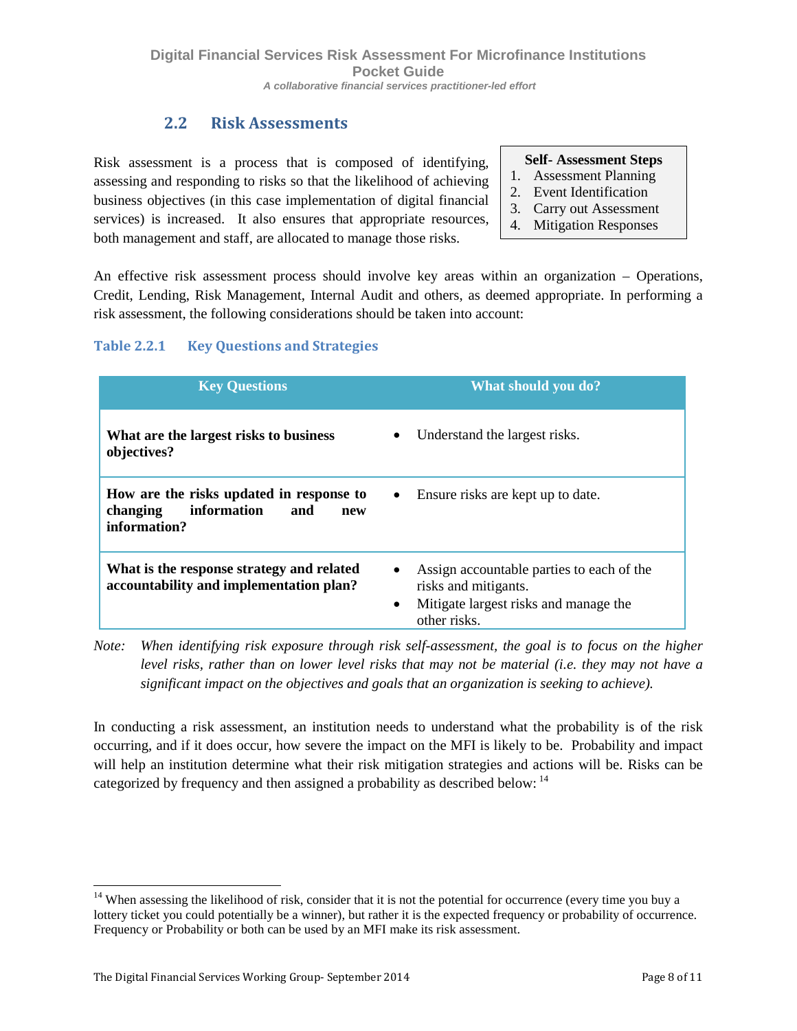## 2.2 Risk Assessments

Risk assessment is a process that is composed of identifying, assessing and responding to risks so that the likelihood of achieving business objectives (in this case implementation of digital financial services) is increased. It also ensures that appropriate resources, both management and staff, are allocated to manage those risks.

**Self- Assessment Steps**
1. Assessment Planning
2. Event Identification
3. Carry out Assessment
4. Mitigation Responses

An effective risk assessment process should involve key areas within an organization – Operations, Credit, Lending, Risk Management, Internal Audit and others, as deemed appropriate. In performing a risk assessment, the following considerations should be taken into account:

### Table 2.2.1 Key Questions and Strategies

| Key Questions | What should you do? |
|---|---|
| **What are the largest risks to business objectives?** | • Understand the largest risks. |
| **How are the risks updated in response to changing information and new information?** | • Ensure risks are kept up to date. |
| **What is the response strategy and related accountability and implementation plan?** | • Assign accountable parties to each of the risks and mitigants.<br>• Mitigate largest risks and manage the other risks. |

*Note: When identifying risk exposure through risk self-assessment, the goal is to focus on the higher level risks, rather than on lower level risks that may not be material (i.e. they may not have a significant impact on the objectives and goals that an organization is seeking to achieve).*

In conducting a risk assessment, an institution needs to understand what the probability is of the risk occurring, and if it does occur, how severe the impact on the MFI is likely to be. Probability and impact will help an institution determine what their risk mitigation strategies and actions will be. Risks can be categorized by frequency and then assigned a probability as described below: [14]

[14] When assessing the likelihood of risk, consider that it is not the potential for occurrence (every time you buy a lottery ticket you could potentially be a winner), but rather it is the expected frequency or probability of occurrence. Frequency or Probability or both can be used by an MFI make its risk assessment.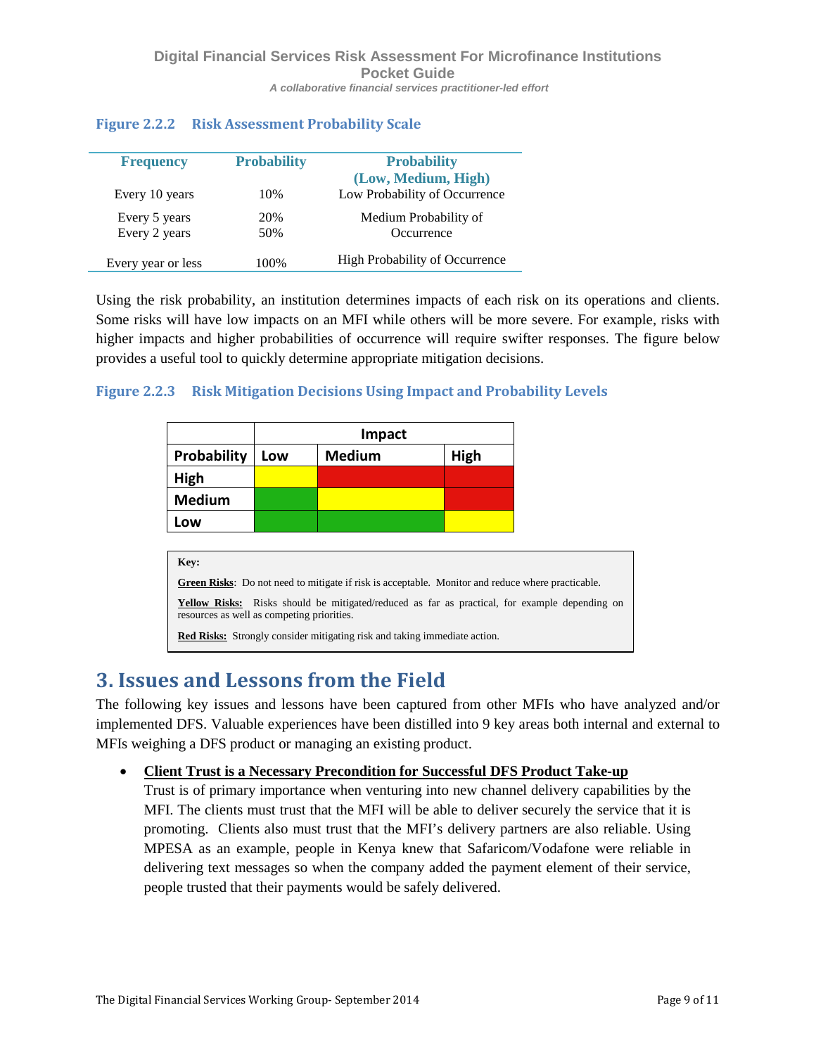**Figure 2.2.2 Risk Assessment Probability Scale**

| Frequency | Probability | Probability (Low, Medium, High) |
|---|---|---|
| Every 10 years | 10% | Low Probability of Occurrence |
| Every 5 years | 20% | Medium Probability of Occurrence |
| Every 2 years | 50% | |
| Every year or less | 100% | High Probability of Occurrence |

Using the risk probability, an institution determines impacts of each risk on its operations and clients. Some risks will have low impacts on an MFI while others will be more severe. For example, risks with higher impacts and higher probabilities of occurrence will require swifter responses. The figure below provides a useful tool to quickly determine appropriate mitigation decisions.

**Figure 2.2.3 Risk Mitigation Decisions Using Impact and Probability Levels**

| | Impact | | |
|---|---|---|---|
| **Probability** | **Low** | **Medium** | **High** |
| **High** | Yellow | Red | Red |
| **Medium** | Green | Yellow | Red |
| **Low** | Green | Green | Yellow |

**Key:**

**Green Risks**: Do not need to mitigate if risk is acceptable. Monitor and reduce where practicable.

**Yellow Risks:** Risks should be mitigated/reduced as far as practical, for example depending on resources as well as competing priorities.

**Red Risks:** Strongly consider mitigating risk and taking immediate action.

# 3. Issues and Lessons from the Field

The following key issues and lessons have been captured from other MFIs who have analyzed and/or implemented DFS. Valuable experiences have been distilled into 9 key areas both internal and external to MFIs weighing a DFS product or managing an existing product.

- **Client Trust is a Necessary Precondition for Successful DFS Product Take-up**
  Trust is of primary importance when venturing into new channel delivery capabilities by the MFI. The clients must trust that the MFI will be able to deliver securely the service that it is promoting. Clients also must trust that the MFI's delivery partners are also reliable. Using MPESA as an example, people in Kenya knew that Safaricom/Vodafone were reliable in delivering text messages so when the company added the payment element of their service, people trusted that their payments would be safely delivered.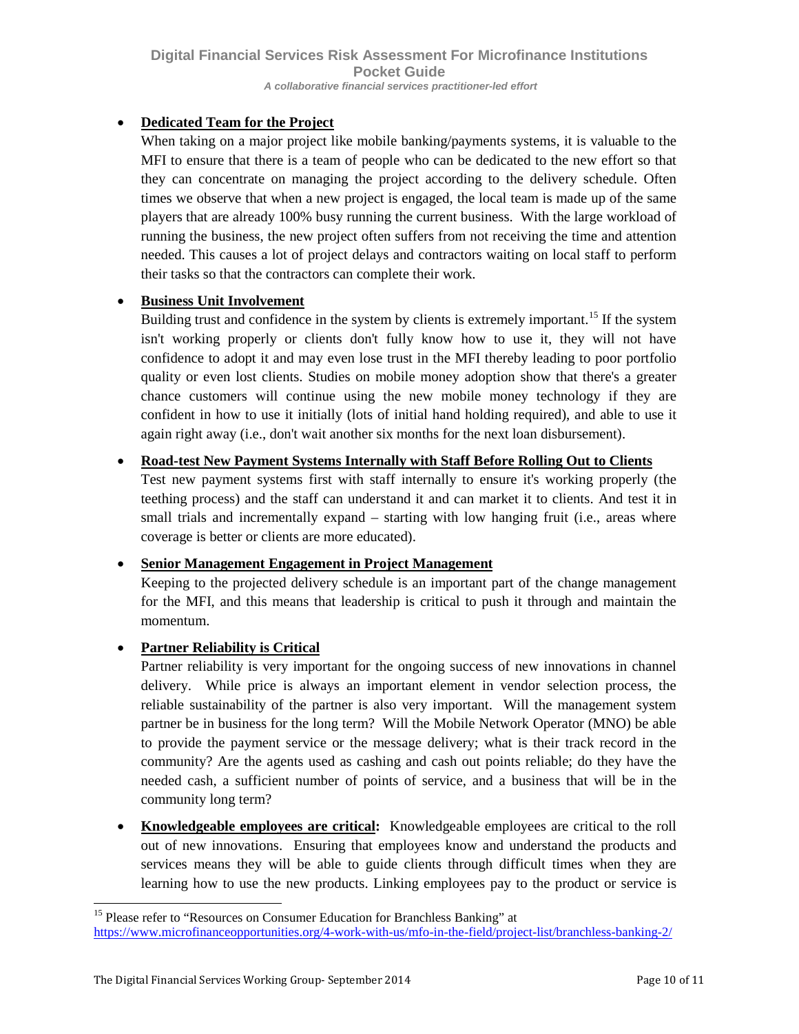- **Dedicated Team for the Project**
  When taking on a major project like mobile banking/payments systems, it is valuable to the MFI to ensure that there is a team of people who can be dedicated to the new effort so that they can concentrate on managing the project according to the delivery schedule. Often times we observe that when a new project is engaged, the local team is made up of the same players that are already 100% busy running the current business. With the large workload of running the business, the new project often suffers from not receiving the time and attention needed. This causes a lot of project delays and contractors waiting on local staff to perform their tasks so that the contractors can complete their work.

- **Business Unit Involvement**
  Building trust and confidence in the system by clients is extremely important.[15] If the system isn't working properly or clients don't fully know how to use it, they will not have confidence to adopt it and may even lose trust in the MFI thereby leading to poor portfolio quality or even lost clients. Studies on mobile money adoption show that there's a greater chance customers will continue using the new mobile money technology if they are confident in how to use it initially (lots of initial hand holding required), and able to use it again right away (i.e., don't wait another six months for the next loan disbursement).

- **Road-test New Payment Systems Internally with Staff Before Rolling Out to Clients**
  Test new payment systems first with staff internally to ensure it's working properly (the teething process) and the staff can understand it and can market it to clients. And test it in small trials and incrementally expand – starting with low hanging fruit (i.e., areas where coverage is better or clients are more educated).

- **Senior Management Engagement in Project Management**
  Keeping to the projected delivery schedule is an important part of the change management for the MFI, and this means that leadership is critical to push it through and maintain the momentum.

- **Partner Reliability is Critical**
  Partner reliability is very important for the ongoing success of new innovations in channel delivery. While price is always an important element in vendor selection process, the reliable sustainability of the partner is also very important. Will the management system partner be in business for the long term? Will the Mobile Network Operator (MNO) be able to provide the payment service or the message delivery; what is their track record in the community? Are the agents used as cashing and cash out points reliable; do they have the needed cash, a sufficient number of points of service, and a business that will be in the community long term?

- **Knowledgeable employees are critical:** Knowledgeable employees are critical to the roll out of new innovations. Ensuring that employees know and understand the products and services means they will be able to guide clients through difficult times when they are learning how to use the new products. Linking employees pay to the product or service is

---

[15] Please refer to "Resources on Consumer Education for Branchless Banking" at https://www.microfinanceopportunities.org/4-work-with-us/mfo-in-the-field/project-list/branchless-banking-2/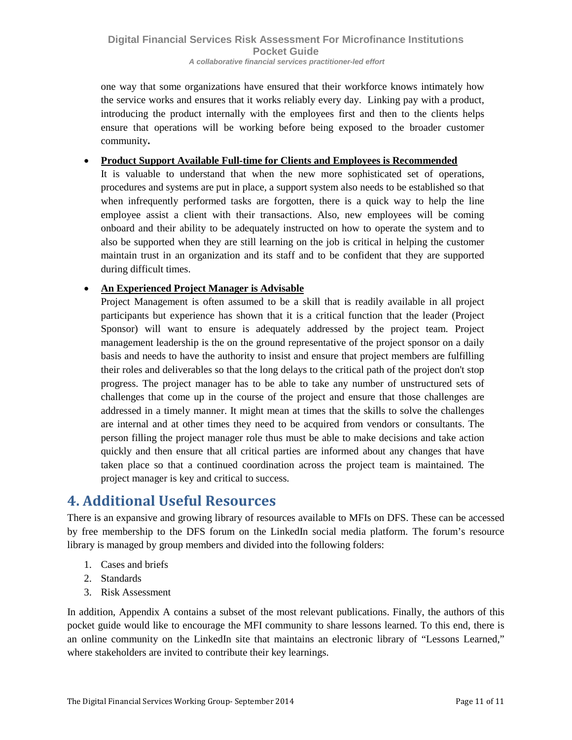one way that some organizations have ensured that their workforce knows intimately how the service works and ensures that it works reliably every day. Linking pay with a product, introducing the product internally with the employees first and then to the clients helps ensure that operations will be working before being exposed to the broader customer community.

- **Product Support Available Full-time for Clients and Employees is Recommended**

  It is valuable to understand that when the new more sophisticated set of operations, procedures and systems are put in place, a support system also needs to be established so that when infrequently performed tasks are forgotten, there is a quick way to help the line employee assist a client with their transactions. Also, new employees will be coming onboard and their ability to be adequately instructed on how to operate the system and to also be supported when they are still learning on the job is critical in helping the customer maintain trust in an organization and its staff and to be confident that they are supported during difficult times.

- **An Experienced Project Manager is Advisable**

  Project Management is often assumed to be a skill that is readily available in all project participants but experience has shown that it is a critical function that the leader (Project Sponsor) will want to ensure is adequately addressed by the project team. Project management leadership is the on the ground representative of the project sponsor on a daily basis and needs to have the authority to insist and ensure that project members are fulfilling their roles and deliverables so that the long delays to the critical path of the project don't stop progress. The project manager has to be able to take any number of unstructured sets of challenges that come up in the course of the project and ensure that those challenges are addressed in a timely manner. It might mean at times that the skills to solve the challenges are internal and at other times they need to be acquired from vendors or consultants. The person filling the project manager role thus must be able to make decisions and take action quickly and then ensure that all critical parties are informed about any changes that have taken place so that a continued coordination across the project team is maintained. The project manager is key and critical to success.

# 4. Additional Useful Resources

There is an expansive and growing library of resources available to MFIs on DFS. These can be accessed by free membership to the DFS forum on the LinkedIn social media platform. The forum's resource library is managed by group members and divided into the following folders:

1. Cases and briefs
2. Standards
3. Risk Assessment

In addition, Appendix A contains a subset of the most relevant publications. Finally, the authors of this pocket guide would like to encourage the MFI community to share lessons learned. To this end, there is an online community on the LinkedIn site that maintains an electronic library of "Lessons Learned," where stakeholders are invited to contribute their key learnings.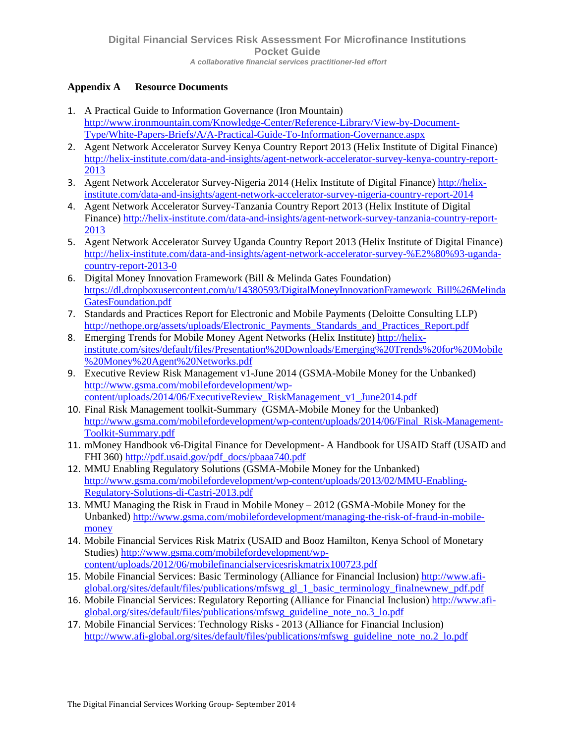## Appendix A Resource Documents

1. A Practical Guide to Information Governance (Iron Mountain) http://www.ironmountain.com/Knowledge-Center/Reference-Library/View-by-Document-Type/White-Papers-Briefs/A/A-Practical-Guide-To-Information-Governance.aspx
2. Agent Network Accelerator Survey Kenya Country Report 2013 (Helix Institute of Digital Finance) http://helix-institute.com/data-and-insights/agent-network-accelerator-survey-kenya-country-report-2013
3. Agent Network Accelerator Survey-Nigeria 2014 (Helix Institute of Digital Finance) http://helix-institute.com/data-and-insights/agent-network-accelerator-survey-nigeria-country-report-2014
4. Agent Network Accelerator Survey-Tanzania Country Report 2013 (Helix Institute of Digital Finance) http://helix-institute.com/data-and-insights/agent-network-survey-tanzania-country-report-2013
5. Agent Network Accelerator Survey Uganda Country Report 2013 (Helix Institute of Digital Finance) http://helix-institute.com/data-and-insights/agent-network-accelerator-survey-%E2%80%93-uganda-country-report-2013-0
6. Digital Money Innovation Framework (Bill & Melinda Gates Foundation) https://dl.dropboxusercontent.com/u/14380593/DigitalMoneyInnovationFramework_Bill%26MelindaGatesFoundation.pdf
7. Standards and Practices Report for Electronic and Mobile Payments (Deloitte Consulting LLP) http://nethope.org/assets/uploads/Electronic_Payments_Standards_and_Practices_Report.pdf
8. Emerging Trends for Mobile Money Agent Networks (Helix Institute) http://helix-institute.com/sites/default/files/Presentation%20Downloads/Emerging%20Trends%20for%20Mobile%20Money%20Agent%20Networks.pdf
9. Executive Review Risk Management v1-June 2014 (GSMA-Mobile Money for the Unbanked) http://www.gsma.com/mobilefordevelopment/wp-content/uploads/2014/06/ExecutiveReview_RiskManagement_v1_June2014.pdf
10. Final Risk Management toolkit-Summary (GSMA-Mobile Money for the Unbanked) http://www.gsma.com/mobilefordevelopment/wp-content/uploads/2014/06/Final_Risk-Management-Toolkit-Summary.pdf
11. mMoney Handbook v6-Digital Finance for Development- A Handbook for USAID Staff (USAID and FHI 360) http://pdf.usaid.gov/pdf_docs/pbaaa740.pdf
12. MMU Enabling Regulatory Solutions (GSMA-Mobile Money for the Unbanked) http://www.gsma.com/mobilefordevelopment/wp-content/uploads/2013/02/MMU-Enabling-Regulatory-Solutions-di-Castri-2013.pdf
13. MMU Managing the Risk in Fraud in Mobile Money – 2012 (GSMA-Mobile Money for the Unbanked) http://www.gsma.com/mobilefordevelopment/managing-the-risk-of-fraud-in-mobile-money
14. Mobile Financial Services Risk Matrix (USAID and Booz Hamilton, Kenya School of Monetary Studies) http://www.gsma.com/mobilefordevelopment/wp-content/uploads/2012/06/mobilefinancialservicesriskmatrix100723.pdf
15. Mobile Financial Services: Basic Terminology (Alliance for Financial Inclusion) http://www.afi-global.org/sites/default/files/publications/mfswg_gl_1_basic_terminology_finalnewnew_pdf.pdf
16. Mobile Financial Services: Regulatory Reporting (Alliance for Financial Inclusion) http://www.afi-global.org/sites/default/files/publications/mfswg_guideline_note_no.3_lo.pdf
17. Mobile Financial Services: Technology Risks - 2013 (Alliance for Financial Inclusion) http://www.afi-global.org/sites/default/files/publications/mfswg_guideline_note_no.2_lo.pdf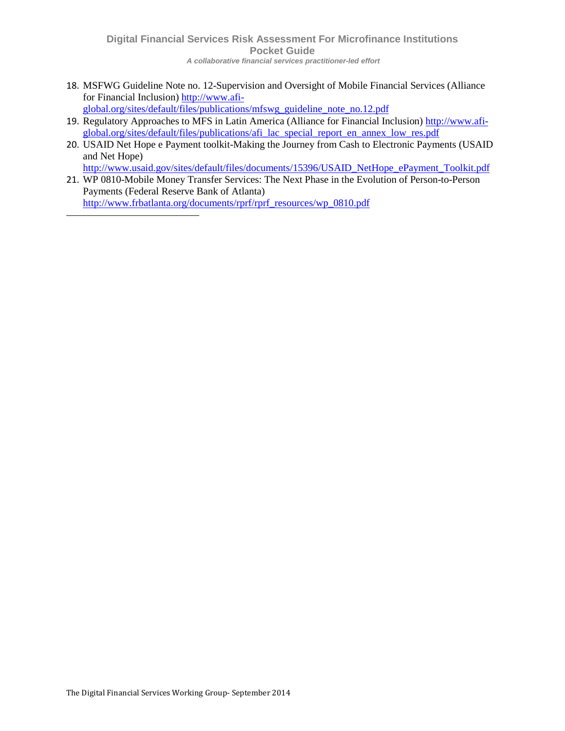18. MSFWG Guideline Note no. 12-Supervision and Oversight of Mobile Financial Services (Alliance for Financial Inclusion) http://www.afi-global.org/sites/default/files/publications/mfswg_guideline_note_no.12.pdf
19. Regulatory Approaches to MFS in Latin America (Alliance for Financial Inclusion) http://www.afi-global.org/sites/default/files/publications/afi_lac_special_report_en_annex_low_res.pdf
20. USAID Net Hope e Payment toolkit-Making the Journey from Cash to Electronic Payments (USAID and Net Hope) http://www.usaid.gov/sites/default/files/documents/15396/USAID_NetHope_ePayment_Toolkit.pdf
21. WP 0810-Mobile Money Transfer Services: The Next Phase in the Evolution of Person-to-Person Payments (Federal Reserve Bank of Atlanta) http://www.frbatlanta.org/documents/rprf/rprf_resources/wp_0810.pdf